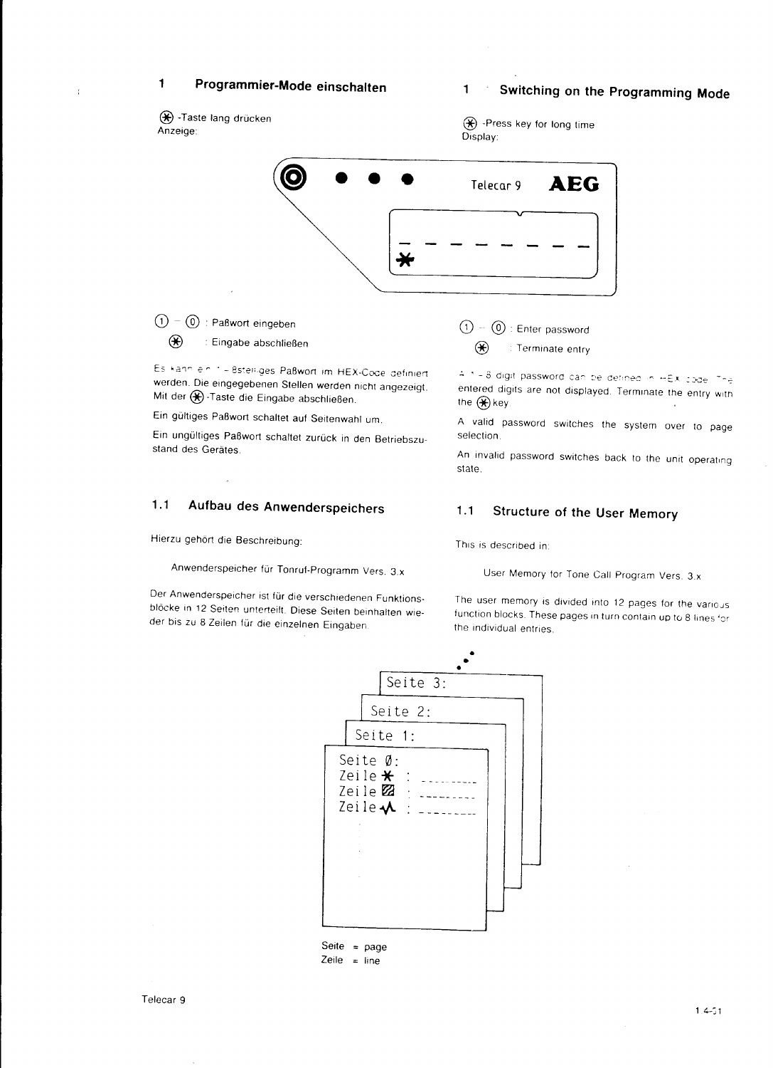## 1 Programmier-Mode einschalten

⊛ -Taste lang drücken
Anzeige:

Telecar 9 AEG

\- - - - - - - -
*

① – ⓪ : Paßwort eingeben

⊛ : Eingabe abschließen

Es kann ein 1 - 8stelliges Paßwort im HEX-Code definiert werden. Die eingegebenen Stellen werden nicht angezeigt. Mit der ⊛-Taste die Eingabe abschließen.

Ein gültiges Paßwort schaltet auf Seitenwahl um.

Ein ungültiges Paßwort schaltet zurück in den Betriebszustand des Gerätes.

## 1 Switching on the Programming Mode

⊛ -Press key for long time
Display:

① – ⓪ : Enter password

⊛ : Terminate entry

A 1 - 8 digit password can be defined in HEX code. The entered digits are not displayed. Terminate the entry with the ⊛ key.

A valid password switches the system over to page selection.

An invalid password switches back to the unit operating state.

### 1.1 Aufbau des Anwenderspeichers

Hierzu gehört die Beschreibung:

Anwenderspeicher für Tonruf-Programm Vers. 3.x

Der Anwenderspeicher ist für die verschiedenen Funktionsblöcke in 12 Seiten unterteilt. Diese Seiten beinhalten wieder bis zu 8 Zeilen für die einzelnen Eingaben.

### 1.1 Structure of the User Memory

This is described in:

User Memory for Tone Call Program Vers. 3.x

The user memory is divided into 12 pages for the various function blocks. These pages in turn contain up to 8 lines for the individual entries.

Seite 3:

Seite 2:

Seite 1:

Seite Ø:
Zeile * : ---------
Zeile ▨ : ---------
Zeile ⩘ : ---------

Seite = page
Zeile = line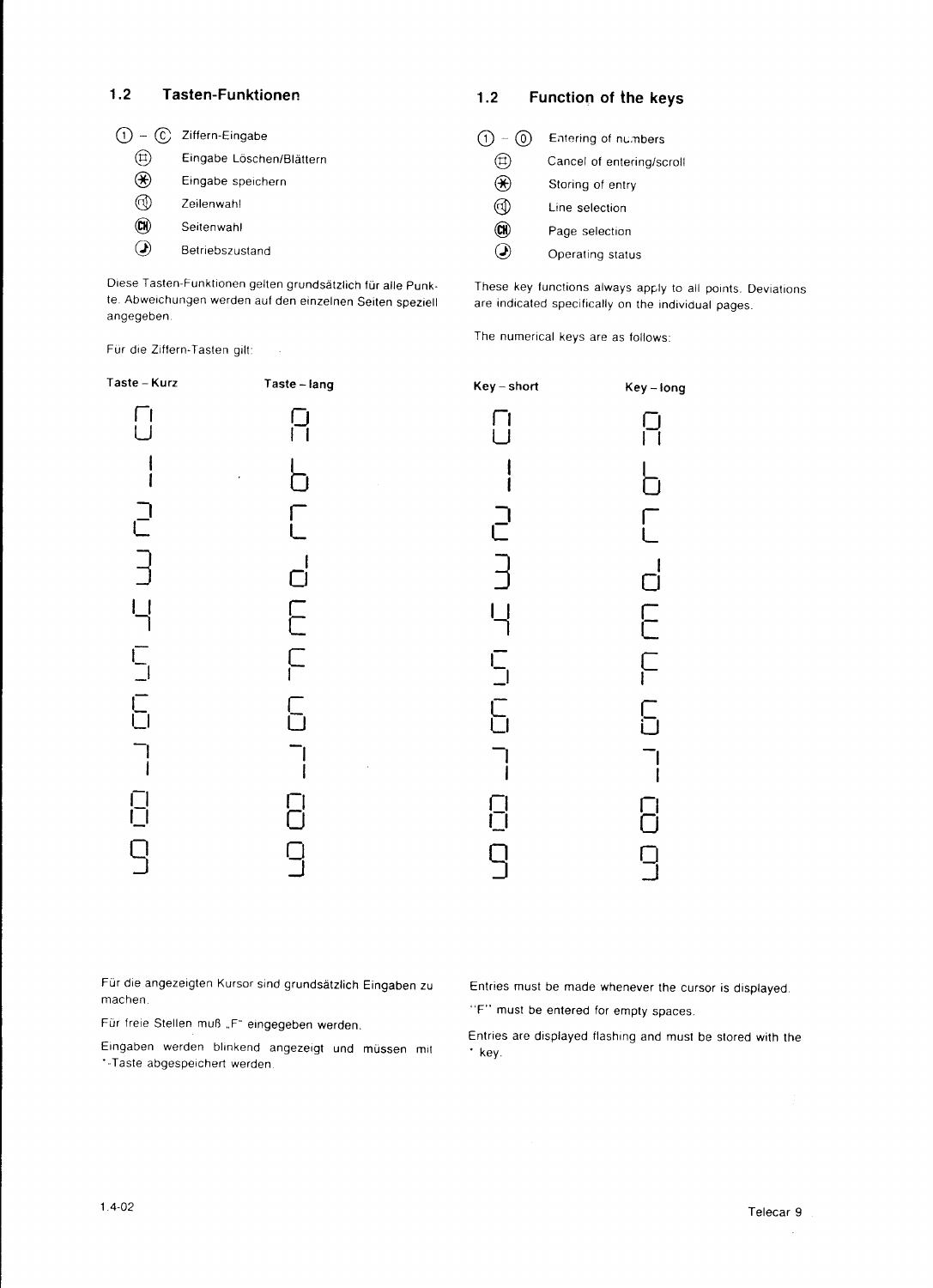## 1.2 Tasten-Funktionen

| | |
|---|---|
| ① – ⓪ | Ziffern-Eingabe |
| ⌗ | Eingabe Löschen/Blättern |
| ✱ | Eingabe speichern |
| ⓡ | Zeilenwahl |
| CH | Seitenwahl |
| ⓙ | Betriebszustand |

Diese Tasten-Funktionen gelten grundsätzlich für alle Punkte. Abweichungen werden auf den einzelnen Seiten speziell angegeben.

Für die Ziffern-Tasten gilt:

| Taste – Kurz | Taste – lang |
|---|---|
| 0 | A |
| 1 | b |
| 2 | C |
| 3 | d |
| 4 | E |
| 5 | F |
| 6 | 6 |
| 7 | 7 |
| 8 | 8 |
| 9 | 9 |

Für die angezeigten Kursor sind grundsätzlich Eingaben zu machen.

Für freie Stellen muß „F" eingegeben werden.

Eingaben werden blinkend angezeigt und müssen mit *-Taste abgespeichert werden.

## 1.2 Function of the keys

| | |
|---|---|
| ① – ⓪ | Entering of numbers |
| ⌗ | Cancel of entering/scroll |
| ✱ | Storing of entry |
| ⓡ | Line selection |
| CH | Page selection |
| ⓙ | Operating status |

These key functions always apply to all points. Deviations are indicated specifically on the individual pages.

The numerical keys are as follows:

| Key – short | Key – long |
|---|---|
| 0 | A |
| 1 | b |
| 2 | C |
| 3 | d |
| 4 | E |
| 5 | F |
| 6 | 6 |
| 7 | 7 |
| 8 | 8 |
| 9 | 9 |

Entries must be made whenever the cursor is displayed.

"F" must be entered for empty spaces.

Entries are displayed flashing and must be stored with the * key.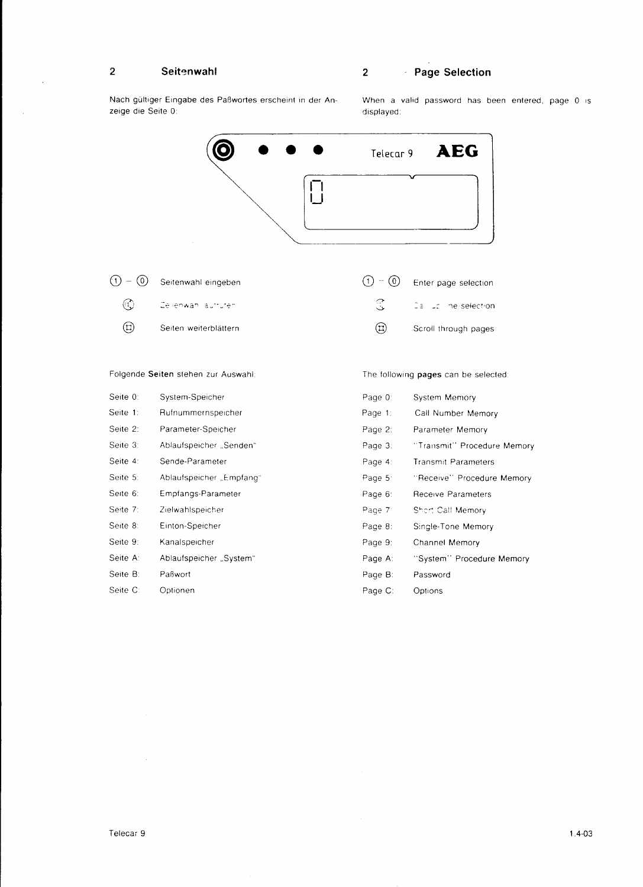## 2 Seitenwahl

Nach gültiger Eingabe des Paßwortes erscheint in der Anzeige die Seite 0:

## 2 Page Selection

When a valid password has been entered, page 0 is displayed:

Telecar 9 AEG

0

| | |
|---|---|
| ① – ⓪ | Seitenwahl eingeben |
| | Zeilenwahl aufrufen |
| ⌗ | Seiten weiterblättern |

| | |
|---|---|
| ① – ⓪ | Enter page selection |
| | Call line selection |
| ⌗ | Scroll through pages |

Folgende **Seiten** stehen zur Auswahl:

| | |
|---|---|
| Seite 0: | System-Speicher |
| Seite 1: | Rufnummernspeicher |
| Seite 2: | Parameter-Speicher |
| Seite 3: | Ablaufspeicher „Senden" |
| Seite 4: | Sende-Parameter |
| Seite 5: | Ablaufspeicher „Empfang" |
| Seite 6: | Empfangs-Parameter |
| Seite 7: | Zielwahlspeicher |
| Seite 8: | Einton-Speicher |
| Seite 9: | Kanalspeicher |
| Seite A: | Ablaufspeicher „System" |
| Seite B: | Paßwort |
| Seite C: | Optionen |

The following **pages** can be selected:

| | |
|---|---|
| Page 0: | System Memory |
| Page 1: | Call Number Memory |
| Page 2: | Parameter Memory |
| Page 3: | "Transmit" Procedure Memory |
| Page 4: | Transmit Parameters |
| Page 5: | "Receive" Procedure Memory |
| Page 6: | Receive Parameters |
| Page 7: | Short Call Memory |
| Page 8: | Single-Tone Memory |
| Page 9: | Channel Memory |
| Page A: | "System" Procedure Memory |
| Page B: | Password |
| Page C: | Options |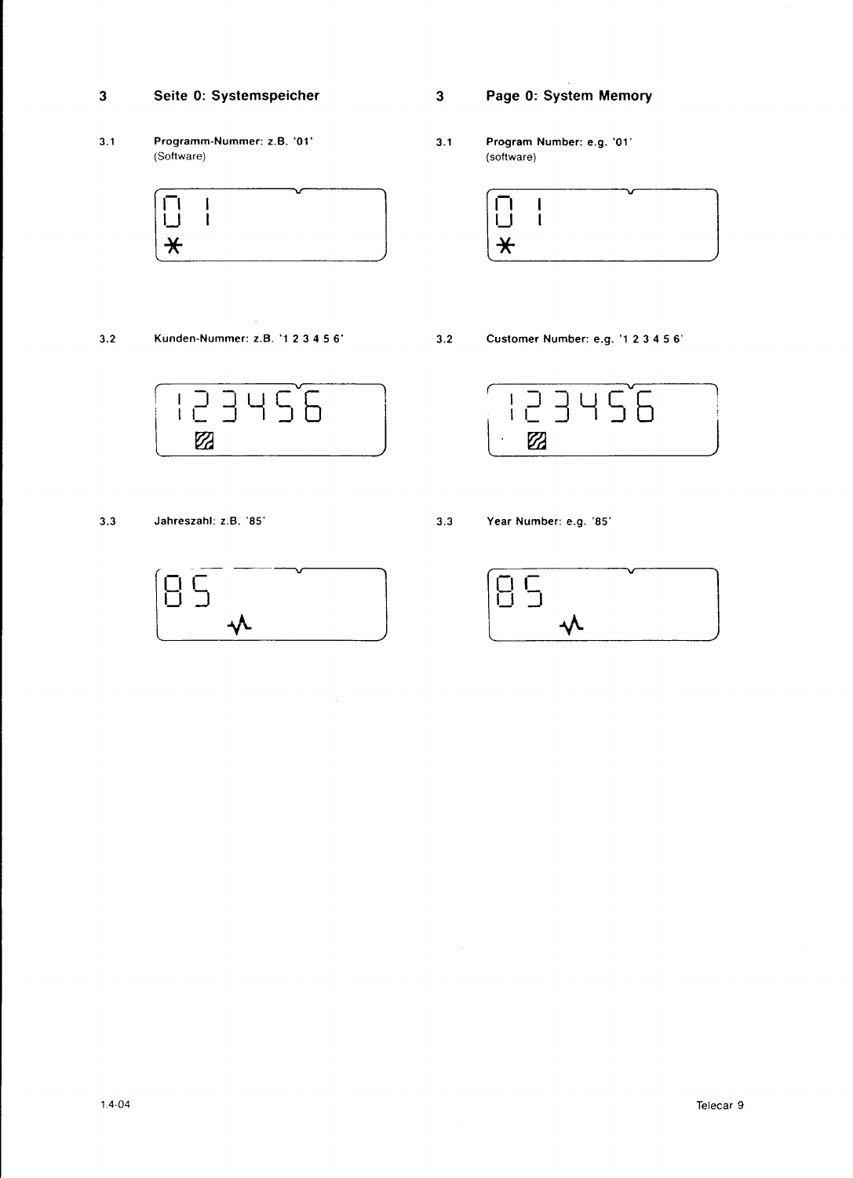## 3 Seite 0: Systemspeicher

### 3.1 Programm-Nummer: z.B. '01'
(Software)

### 3.2 Kunden-Nummer: z.B. '1 2 3 4 5 6'

### 3.3 Jahreszahl: z.B. '85'

## 3 Page 0: System Memory

### 3.1 Program Number: e.g. '01'
(software)

### 3.2 Customer Number: e.g. '1 2 3 4 5 6'

### 3.3 Year Number: e.g. '85'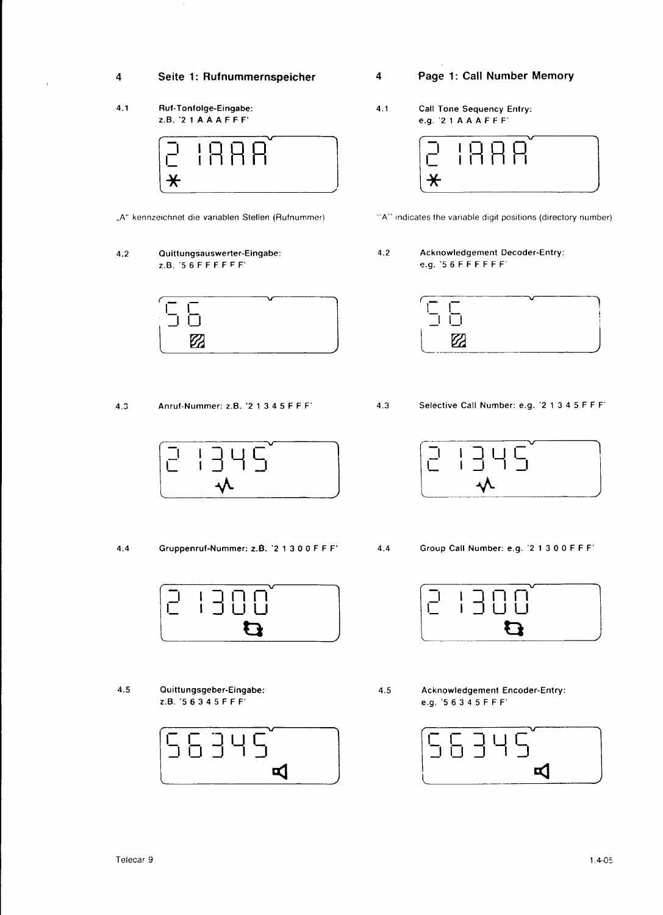# 4 Seite 1: Rufnummernspeicher

4.1 **Ruf-Tonfolge-Eingabe:**
z.B. '2 1 A A A F F F'

„A" kennzeichnet die variablen Stellen (Rufnummer)

4.2 **Quittungsauswerter-Eingabe:**
z.B. '5 6 F F F F F F'

4.3 **Anruf-Nummer:** z.B. '2 1 3 4 5 F F F'

4.4 **Gruppenruf-Nummer:** z.B. '2 1 3 0 0 F F F'

4.5 **Quittungsgeber-Eingabe:**
z.B. '5 6 3 4 5 F F F'

# 4 Page 1: Call Number Memory

4.1 **Call Tone Sequency Entry:**
e.g. '2 1 A A A F F F'

"A" indicates the variable digit positions (directory number)

4.2 **Acknowledgement Decoder-Entry:**
e.g. '5 6 F F F F F F'

4.3 **Selective Call Number:** e.g. '2 1 3 4 5 F F F'

4.4 **Group Call Number:** e.g. '2 1 3 0 0 F F F'

4.5 **Acknowledgement Encoder-Entry:**
e.g. '5 6 3 4 5 F F F'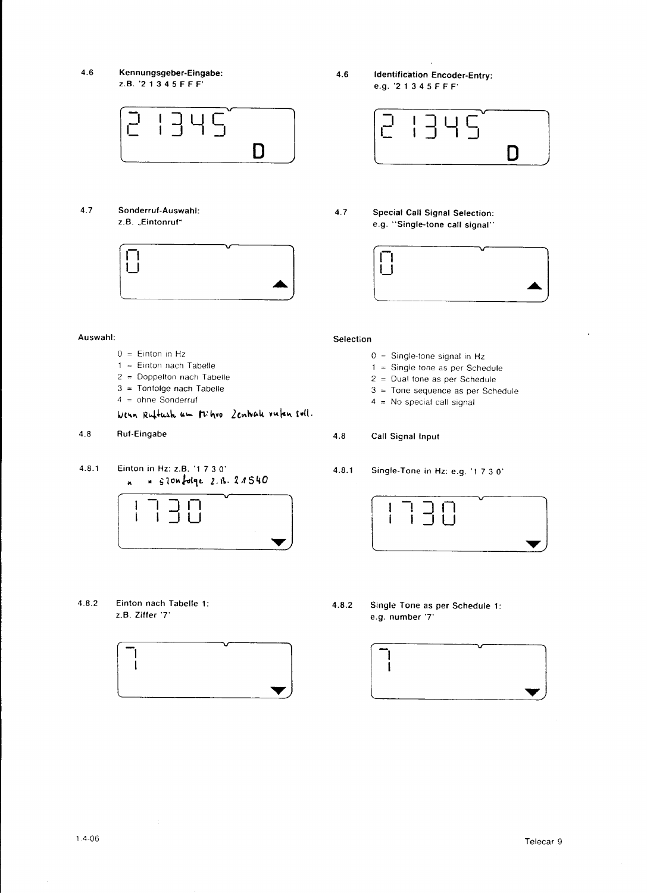4.6 **Kennungsgeber-Eingabe:**
z.B. '2 1 3 4 5 F F F'

```
2 1345
          D
```

4.7 **Sonderruf-Auswahl:**
z.B. „Eintonruf"

```
0
          ▲
```

**Auswahl:**

0 = Einton in Hz
1 = Einton nach Tabelle
2 = Doppelton nach Tabelle
3 = Tonfolge nach Tabelle
4 = ohne Sonderruf

*wenn Ruftaste am Mikro Zentrale rufen soll.*

4.8 **Ruf-Eingabe**

4.8.1 Einton in Hz: z.B. '1 7 3 0'
*" " 5Tonfolge z.B. 21540*

```
1730
          ▼
```

4.8.2 Einton nach Tabelle 1:
z.B. Ziffer '7'

```
7
          ▼
```

---

4.6 **Identification Encoder-Entry:**
e.g. '2 1 3 4 5 F F F'

```
2 1345
          D
```

4.7 **Special Call Signal Selection:**
e.g. "Single-tone call signal"

```
0
          ▲
```

**Selection**

0 = Single-tone signal in Hz
1 = Single tone as per Schedule
2 = Dual tone as per Schedule
3 = Tone sequence as per Schedule
4 = No special call signal

4.8 **Call Signal Input**

4.8.1 Single-Tone in Hz: e.g. '1 7 3 0'

```
1730
          ▼
```

4.8.2 Single Tone as per Schedule 1:
e.g. number '7'

```
7
          ▼
```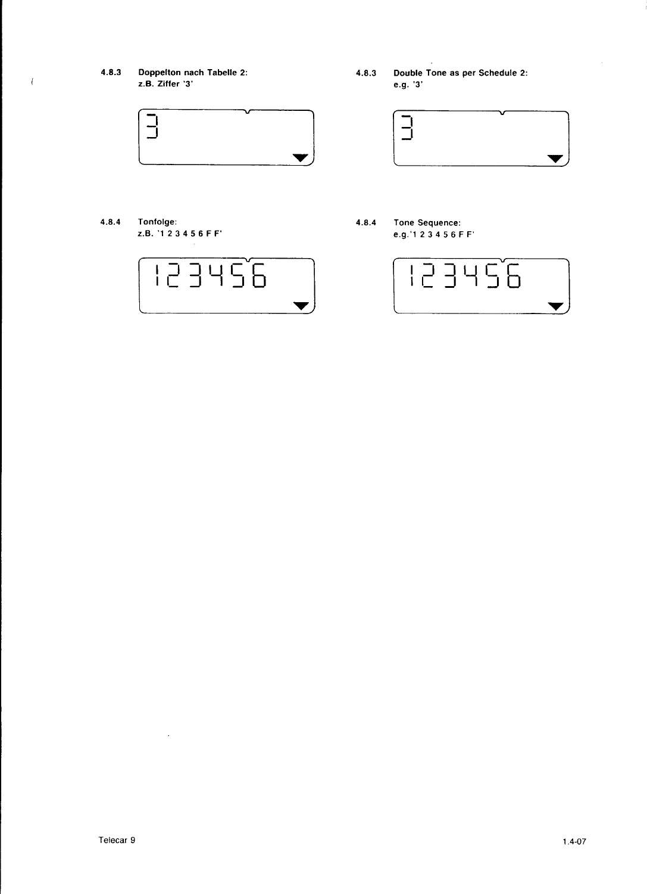**4.8.3 Doppelton nach Tabelle 2:**
**z.B. Ziffer '3'**

```
3
```

**4.8.3 Double Tone as per Schedule 2:**
**e.g. '3'**

```
3
```

**4.8.4 Tonfolge:**
**z.B. '1 2 3 4 5 6 F F'**

```
123456
```

**4.8.4 Tone Sequence:**
**e.g.'1 2 3 4 5 6 F F'**

```
123456
```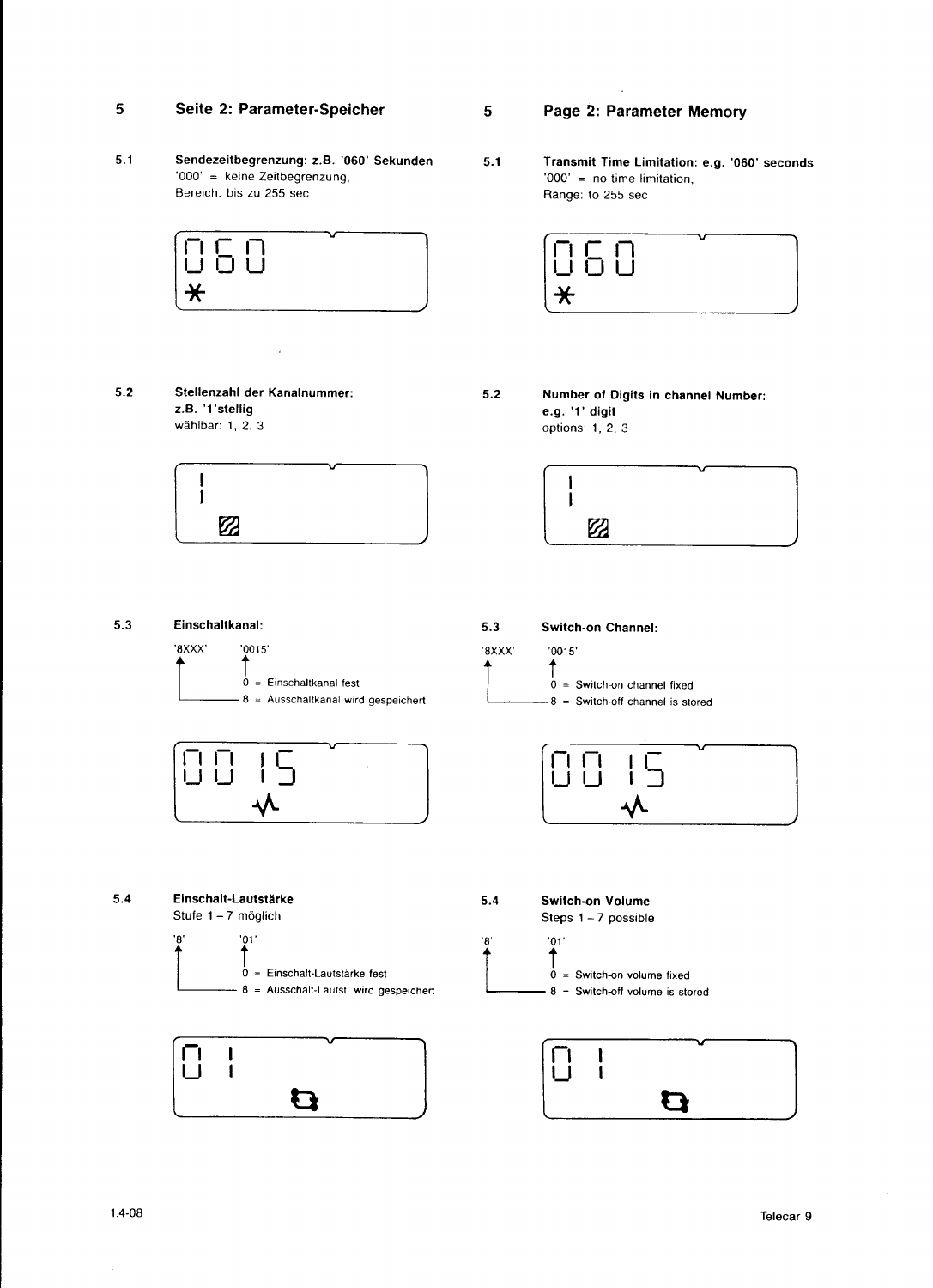## 5 Seite 2: Parameter-Speicher

### 5.1 Sendezeitbegrenzung: z.B. '060' Sekunden

'000' = keine Zeitbegrenzung,
Bereich: bis zu 255 sec

```
060
*
```

### 5.2 Stellenzahl der Kanalnummer: z.B. '1'stellig

wählbar: 1, 2, 3

```
1
```

### 5.3 Einschaltkanal:

'8XXX' '0015'

- 0 = Einschaltkanal fest
- 8 = Ausschaltkanal wird gespeichert

```
0015
```

### 5.4 Einschalt-Lautstärke

Stufe 1 – 7 möglich

'8' '01'

- 0 = Einschalt-Lautstärke fest
- 8 = Ausschalt-Lautst. wird gespeichert

```
01
```

## 5 Page 2: Parameter Memory

### 5.1 Transmit Time Limitation: e.g. '060' seconds

'000' = no time limitation,
Range: to 255 sec

```
060
*
```

### 5.2 Number of Digits in channel Number: e.g. '1' digit

options: 1, 2, 3

```
1
```

### 5.3 Switch-on Channel:

'8XXX' '0015'

- 0 = Switch-on channel fixed
- 8 = Switch-off channel is stored

```
0015
```

### 5.4 Switch-on Volume

Steps 1 – 7 possible

'8' '01'

- 0 = Switch-on volume fixed
- 8 = Switch-off volume is stored

```
01
```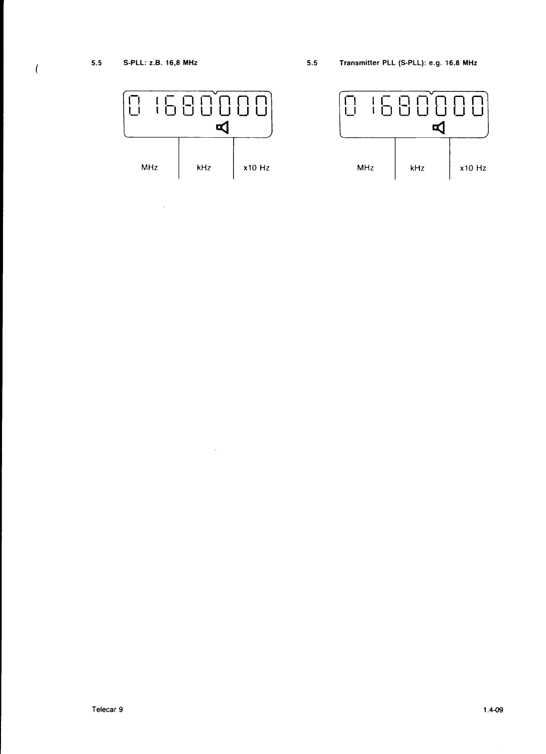## 5.5 S-PLL: z.B. 16,8 MHz

```
0 1680000
        ◁
```

| MHz | kHz | x10 Hz |
|---|---|---|

## 5.5 Transmitter PLL (S-PLL): e.g. 16.8 MHz

```
0 1680000
        ◁
```

| MHz | kHz | x10 Hz |
|---|---|---|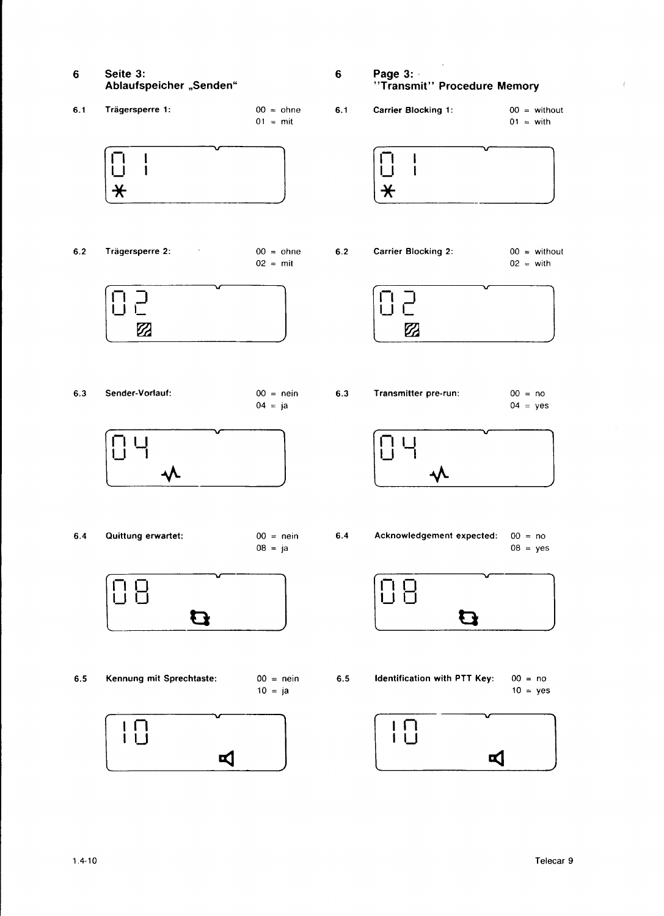## 6 Seite 3: Ablaufspeicher „Senden“

**6.1 Trägersperre 1:**

00 = ohne
01 = mit

**6.2 Trägersperre 2:**

00 = ohne
02 = mit

**6.3 Sender-Vorlauf:**

00 = nein
04 = ja

**6.4 Quittung erwartet:**

00 = nein
08 = ja

**6.5 Kennung mit Sprechtaste:**

00 = nein
10 = ja

## 6 Page 3: "Transmit" Procedure Memory

**6.1 Carrier Blocking 1:**

00 = without
01 = with

**6.2 Carrier Blocking 2:**

00 = without
02 = with

**6.3 Transmitter pre-run:**

00 = no
04 = yes

**6.4 Acknowledgement expected:**

00 = no
08 = yes

**6.5 Identification with PTT Key:**

00 = no
10 = yes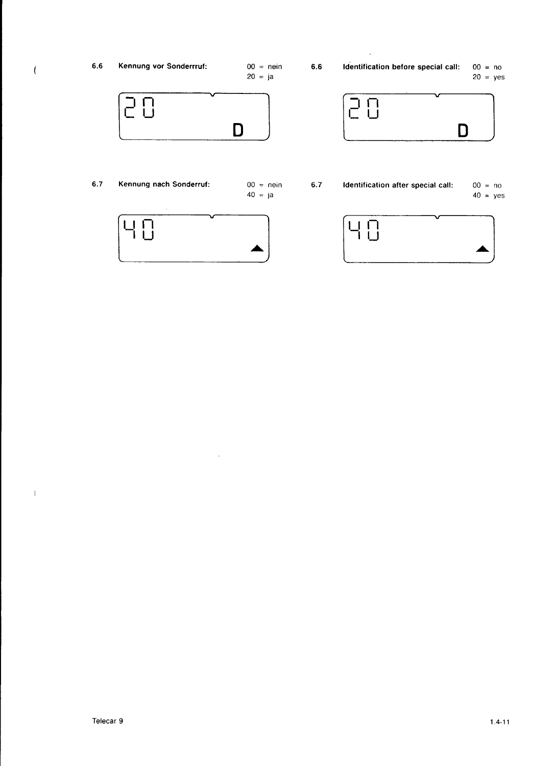6.6 **Kennung vor Sonderrruf:**

00 = nein
20 = ja

```
20
            D
```

6.7 **Kennung nach Sonderruf:**

00 = nein
40 = ja

```
40
            ▲
```

6.6 **Identification before special call:**

00 = no
20 = yes

```
20
            D
```

6.7 **Identification after special call:**

00 = no
40 = yes

```
40
            ▲
```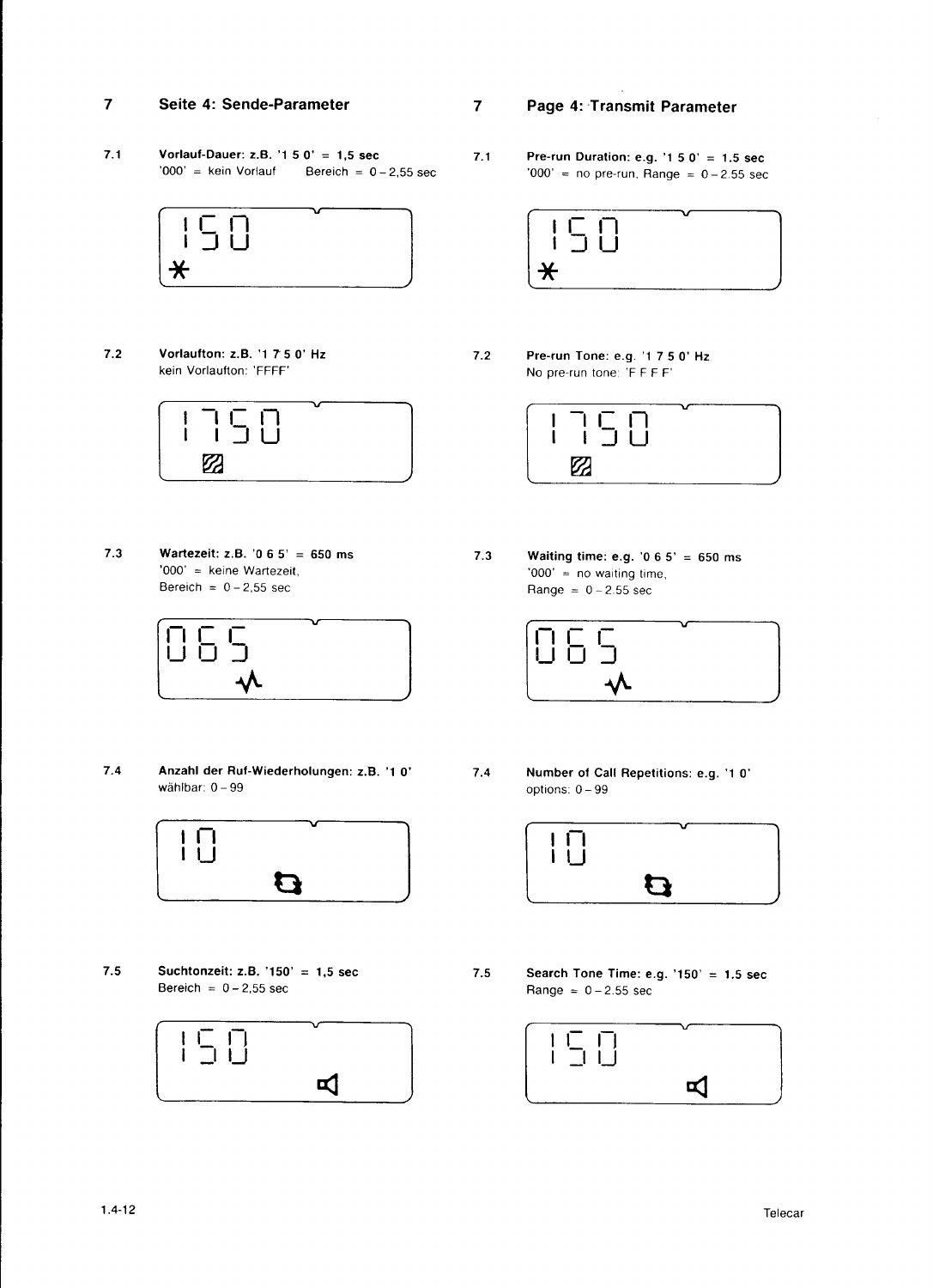## 7 Seite 4: Sende-Parameter

**7.1 Vorlauf-Dauer: z.B. '1 5 0' = 1,5 sec**
'000' = kein Vorlauf Bereich = 0 – 2,55 sec

**7.2 Vorlaufton: z.B. '1 7 5 0' Hz**
kein Vorlaufton: 'FFFF'

**7.3 Wartezeit: z.B. '0 6 5' = 650 ms**
'000' = keine Wartezeit,
Bereich = 0 – 2,55 sec

**7.4 Anzahl der Ruf-Wiederholungen: z.B. '1 0'**
wählbar: 0 – 99

**7.5 Suchtonzeit: z.B. '150' = 1,5 sec**
Bereich = 0 – 2,55 sec

## 7 Page 4: Transmit Parameter

**7.1 Pre-run Duration: e.g. '1 5 0' = 1.5 sec**
'000' = no pre-run, Range = 0 – 2.55 sec

**7.2 Pre-run Tone: e.g. '1 7 5 0' Hz**
No pre-run tone: 'F F F F'

**7.3 Waiting time: e.g. '0 6 5' = 650 ms**
'000' = no waiting time,
Range = 0 – 2.55 sec

**7.4 Number of Call Repetitions: e.g. '1 0'**
options: 0 – 99

**7.5 Search Tone Time: e.g. '150' = 1.5 sec**
Range = 0 – 2.55 sec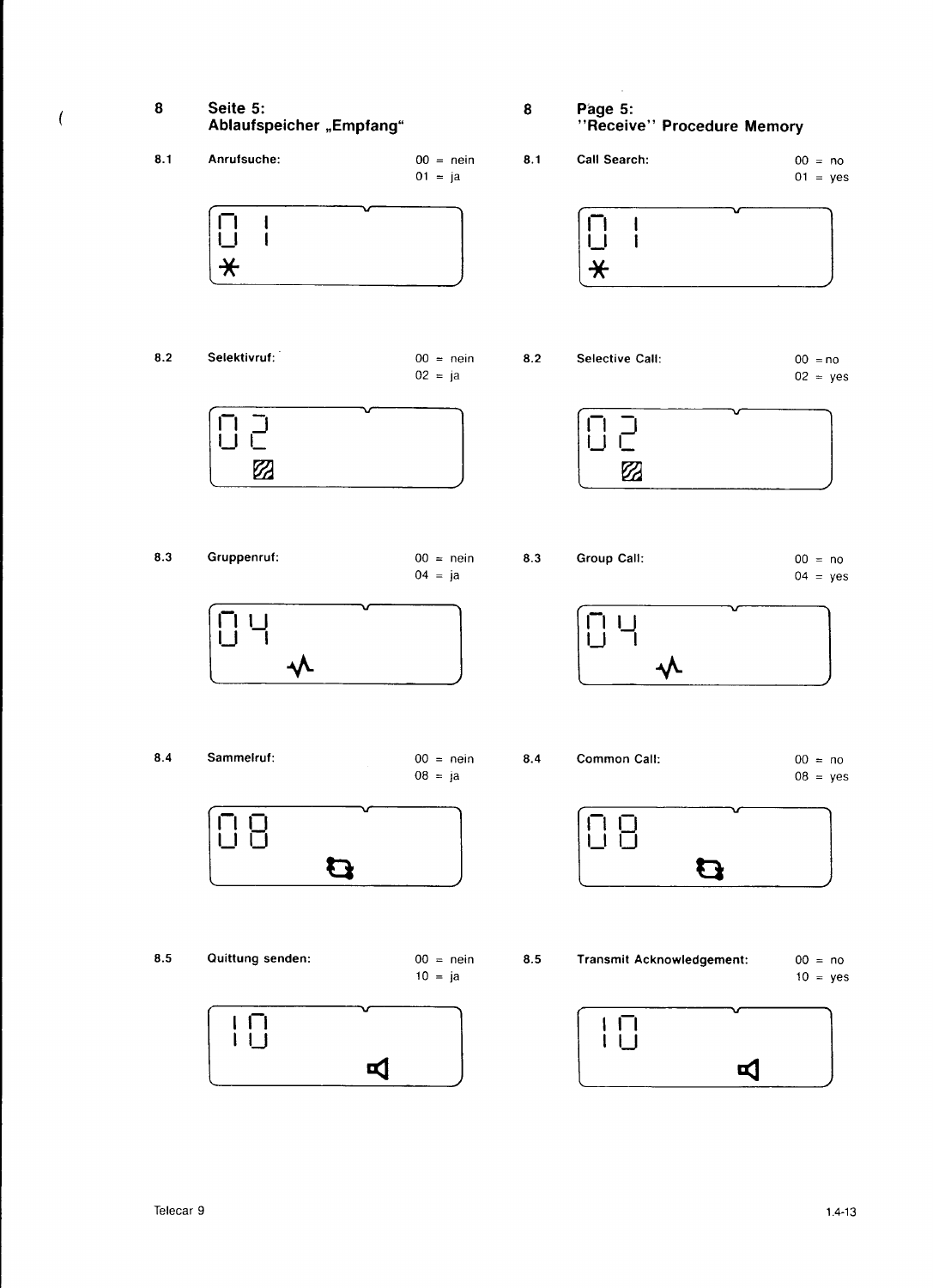## 8 Seite 5: Ablaufspeicher „Empfang"

**8.1 Anrufsuche:**

00 = nein
01 = ja

01

**8.2 Selektivruf:**

00 = nein
02 = ja

02

**8.3 Gruppenruf:**

00 = nein
04 = ja

04

**8.4 Sammelruf:**

00 = nein
08 = ja

08

**8.5 Quittung senden:**

00 = nein
10 = ja

10

## 8 Page 5: "Receive" Procedure Memory

**8.1 Call Search:**

00 = no
01 = yes

01

**8.2 Selective Call:**

00 = no
02 = yes

02

**8.3 Group Call:**

00 = no
04 = yes

04

**8.4 Common Call:**

00 = no
08 = yes

08

**8.5 Transmit Acknowledgement:**

00 = no
10 = yes

10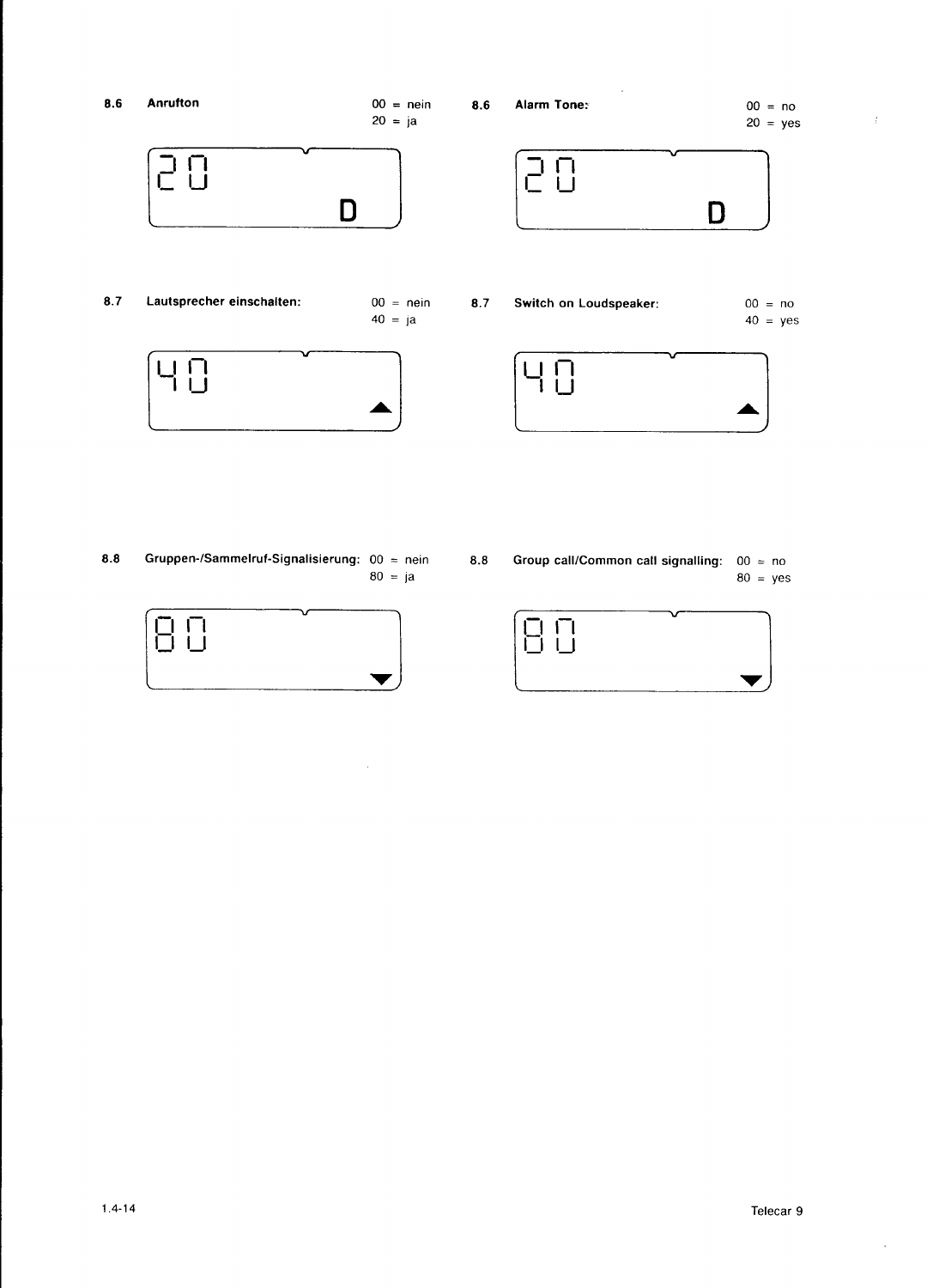**8.6 Anrufton**

00 = nein
20 = ja

```
20
        D
```

**8.7 Lautsprecher einschalten:**

00 = nein
40 = ja

```
40
        ▲
```

**8.8 Gruppen-/Sammelruf-Signalisierung:**

00 = nein
80 = ja

```
80
        ▼
```

**8.6 Alarm Tone:**

00 = no
20 = yes

```
20
        D
```

**8.7 Switch on Loudspeaker:**

00 = no
40 = yes

```
40
        ▲
```

**8.8 Group call/Common call signalling:**

00 = no
80 = yes

```
80
        ▼
```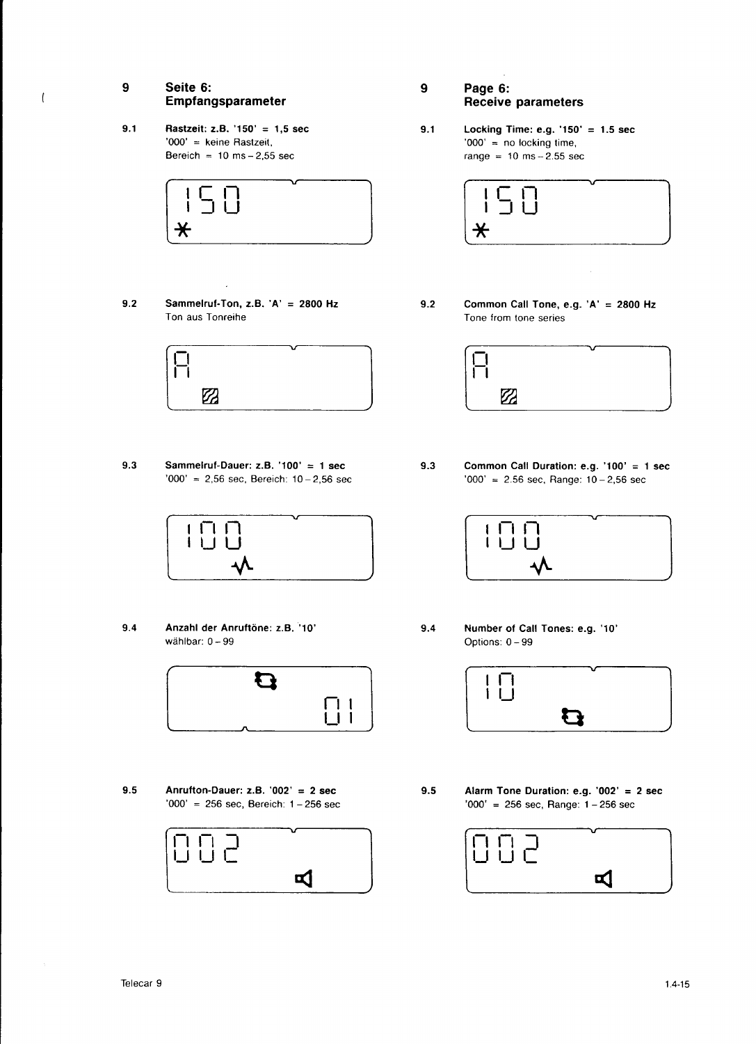## 9 Seite 6: Empfangsparameter

**9.1 Rastzeit: z.B. '150' = 1,5 sec**
'000' = keine Rastzeit,
Bereich = 10 ms – 2,55 sec

**9.2 Sammelruf-Ton, z.B. 'A' = 2800 Hz**
Ton aus Tonreihe

**9.3 Sammelruf-Dauer: z.B. '100' = 1 sec**
'000' = 2,56 sec, Bereich: 10 – 2,56 sec

**9.4 Anzahl der Anruftöne: z.B. '10'**
wählbar: 0 – 99

**9.5 Anrufton-Dauer: z.B. '002' = 2 sec**
'000' = 256 sec, Bereich: 1 – 256 sec

## 9 Page 6: Receive parameters

**9.1 Locking Time: e.g. '150' = 1.5 sec**
'000' = no locking time,
range = 10 ms – 2.55 sec

**9.2 Common Call Tone, e.g. 'A' = 2800 Hz**
Tone from tone series

**9.3 Common Call Duration: e.g. '100' = 1 sec**
'000' = 2.56 sec, Range: 10 – 2,56 sec

**9.4 Number of Call Tones: e.g. '10'**
Options: 0 – 99

**9.5 Alarm Tone Duration: e.g. '002' = 2 sec**
'000' = 256 sec, Range: 1 – 256 sec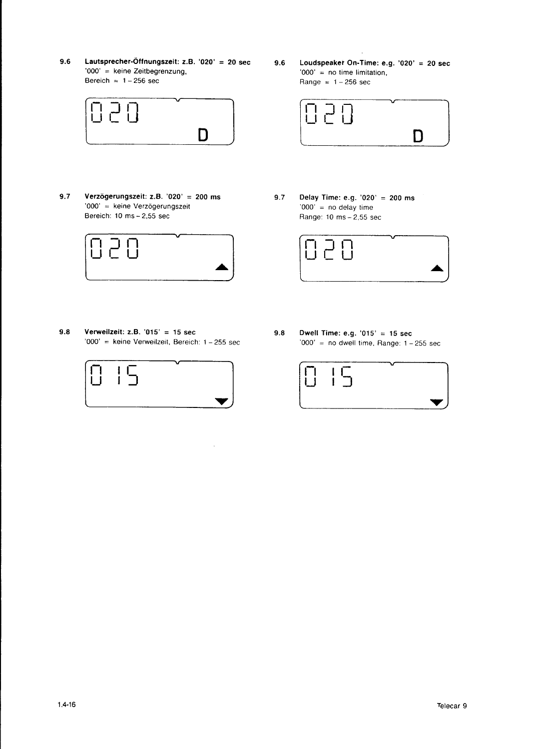**9.6 Lautsprecher-Öffnungszeit: z.B. '020' = 20 sec**
'000' = keine Zeitbegrenzung,
Bereich = 1 – 256 sec

```
020
          D
```

**9.6 Loudspeaker On-Time: e.g. '020' = 20 sec**
'000' = no time limitation,
Range = 1 – 256 sec

```
020
          D
```

**9.7 Verzögerungszeit: z.B. '020' = 200 ms**
'000' = keine Verzögerungszeit
Bereich: 10 ms – 2,55 sec

```
020
          ▲
```

**9.7 Delay Time: e.g. '020' = 200 ms**
'000' = no delay time
Range: 10 ms – 2,55 sec

```
020
          ▲
```

**9.8 Verweilzeit: z.B. '015' = 15 sec**
'000' = keine Verweilzeit, Bereich: 1 – 255 sec

```
015
          ▼
```

**9.8 Dwell Time: e.g. '015' = 15 sec**
'000' = no dwell time, Range: 1 – 255 sec

```
015
          ▼
```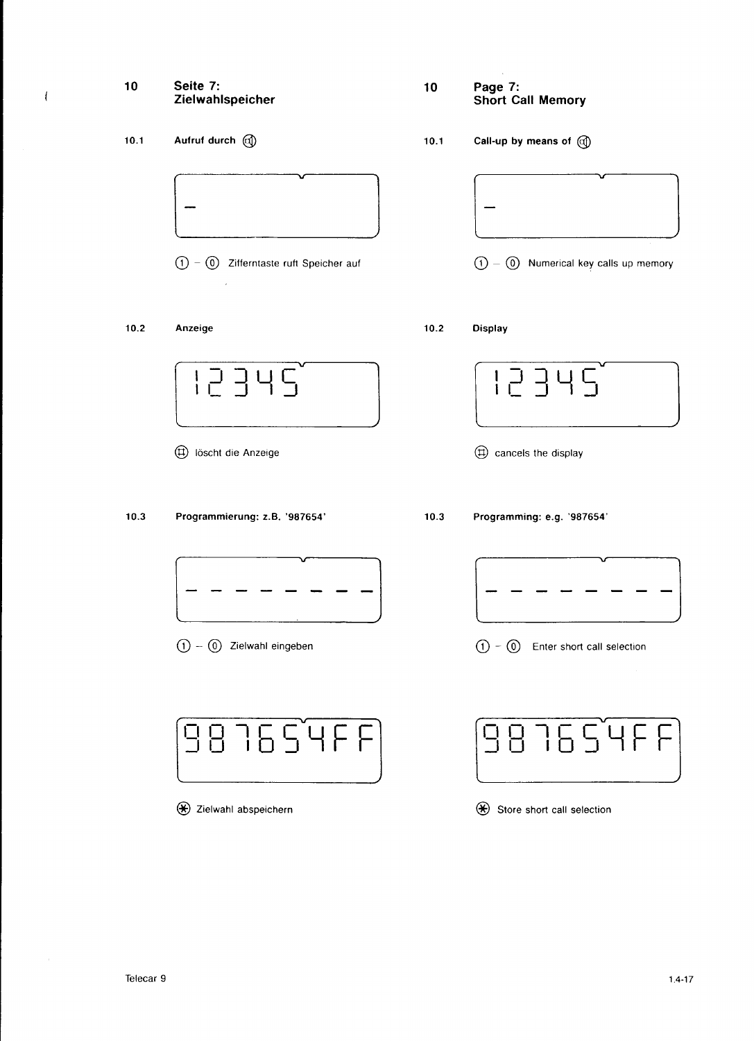## 10 Seite 7: Zielwahlspeicher

**10.1 Aufruf durch** (⌨)

```
-
```

(1) – (0) Zifferntaste ruft Speicher auf

**10.2 Anzeige**

```
12345
```

(#) löscht die Anzeige

**10.3 Programmierung: z.B. '987654'**

```
- - - - - - - -
```

(1) – (0) Zielwahl eingeben

```
987654FF
```

(✱) Zielwahl abspeichern

## 10 Page 7: Short Call Memory

**10.1 Call-up by means of** (⌨)

```
-
```

(1) – (0) Numerical key calls up memory

**10.2 Display**

```
12345
```

(#) cancels the display

**10.3 Programming: e.g. '987654'**

```
- - - - - - - -
```

(1) – (0) Enter short call selection

```
987654FF
```

(✱) Store short call selection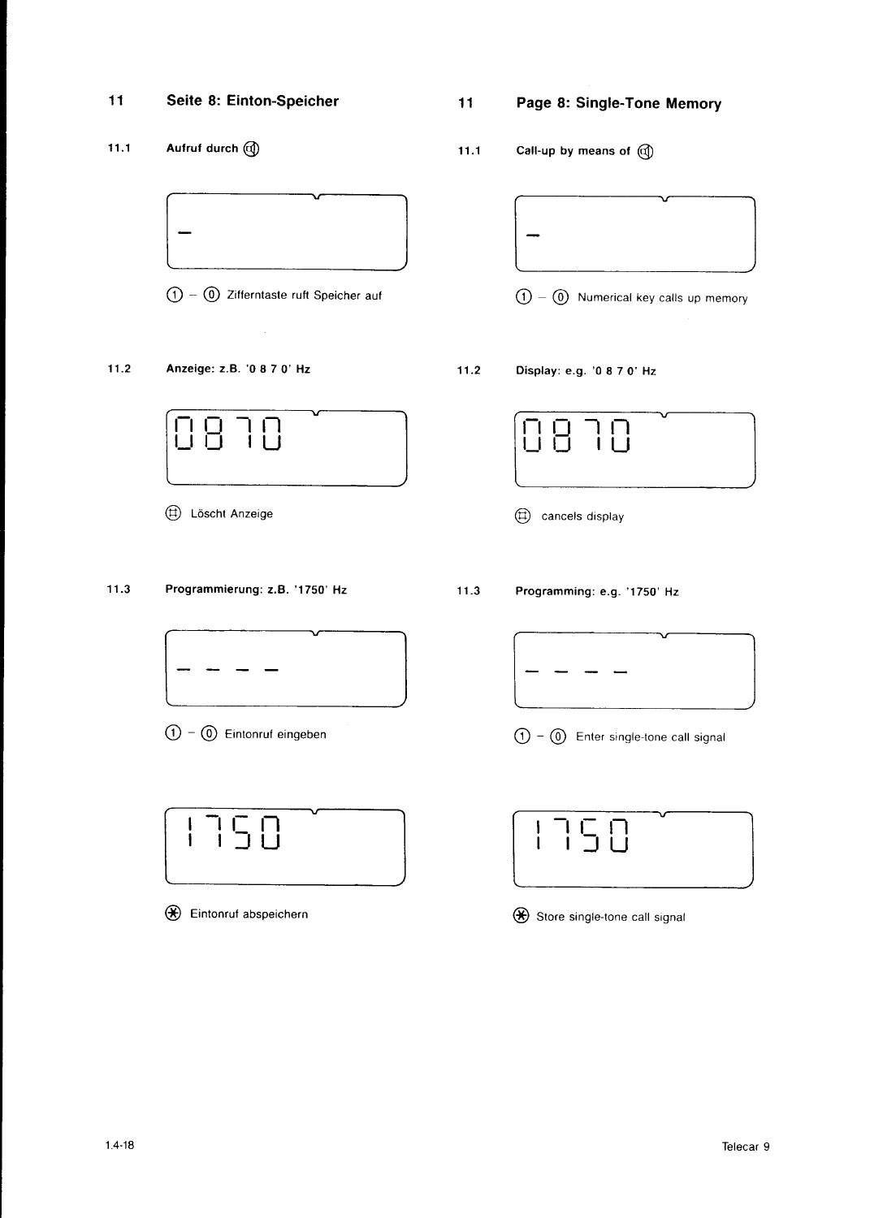## 11 Seite 8: Einton-Speicher

**11.1 Aufruf durch** (🔈)

```
-
```

(1) – (0) Zifferntaste ruft Speicher auf

**11.2 Anzeige: z.B. '0 8 7 0' Hz**

```
0870
```

(#) Löscht Anzeige

**11.3 Programmierung: z.B. '1750' Hz**

```
- - - -
```

(1) – (0) Eintonruf eingeben

```
1750
```

(*) Eintonruf abspeichern

## 11 Page 8: Single-Tone Memory

**11.1 Call-up by means of** (🔈)

```
-
```

(1) – (0) Numerical key calls up memory

**11.2 Display: e.g. '0 8 7 0' Hz**

```
0870
```

(#) cancels display

**11.3 Programming: e.g. '1750' Hz**

```
- - - -
```

(1) – (0) Enter single-tone call signal

```
1750
```

(*) Store single-tone call signal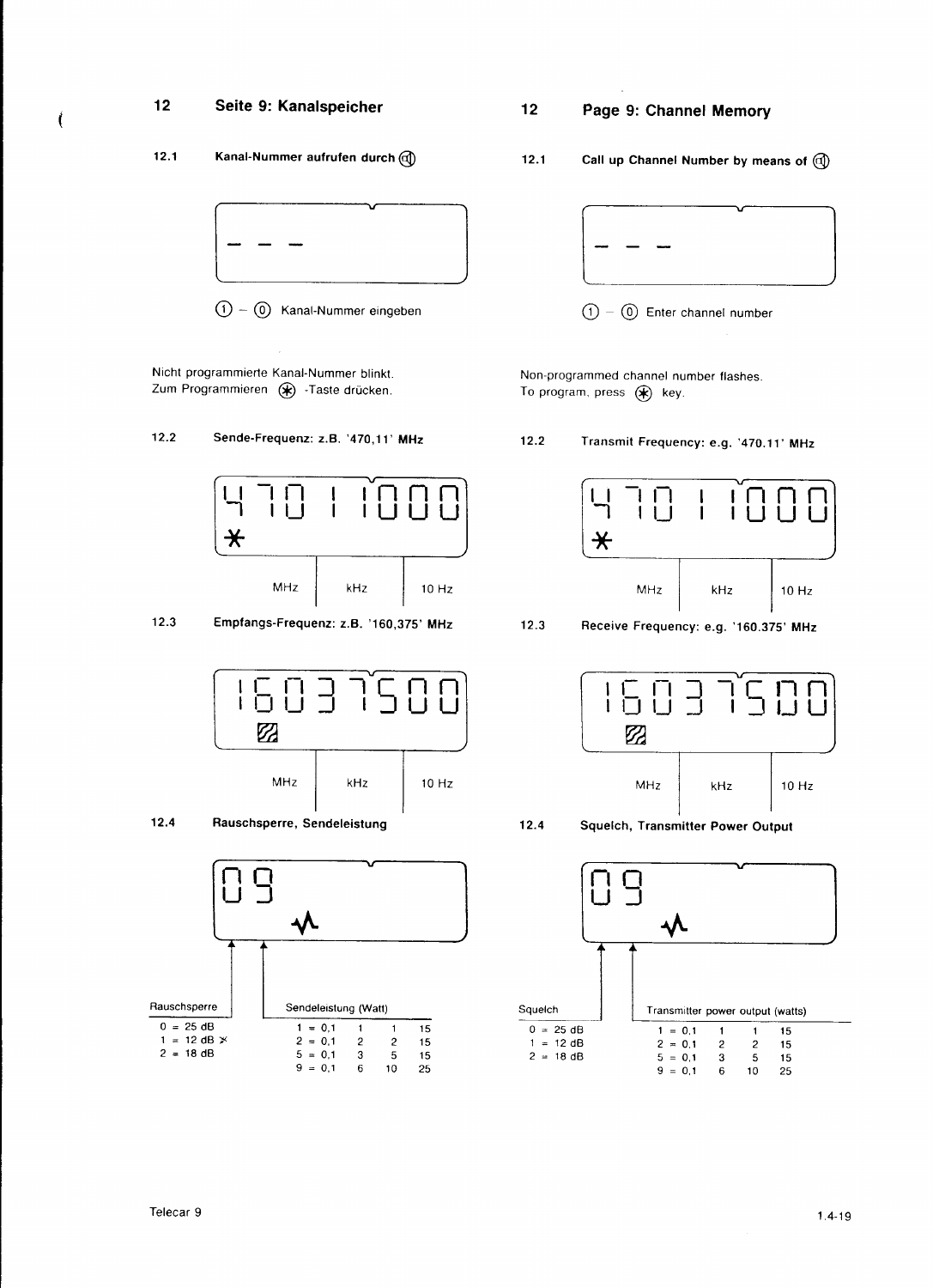## 12 Seite 9: Kanalspeicher

### 12.1 Kanal-Nummer aufrufen durch (⊄)

```
- - -
```

(1) – (0) Kanal-Nummer eingeben

Nicht programmierte Kanal-Nummer blinkt.
Zum Programmieren (✱) -Taste drücken.

### 12.2 Sende-Frequenz: z.B. '470,11' MHz

```
470 11000
✱
```

| MHz | kHz | 10 Hz |
|---|---|---|

### 12.3 Empfangs-Frequenz: z.B. '160,375' MHz

```
16037500
```

| MHz | kHz | 10 Hz |
|---|---|---|

### 12.4 Rauschsperre, Sendeleistung

```
09
```

| Rauschsperre |
|---|
| 0 = 25 dB |
| 1 = 12 dB ✕ |
| 2 = 18 dB |

| Sendeleistung (Watt) | | | |
|---|---|---|---|
| 1 = 0,1 | 1 | 1 | 15 |
| 2 = 0,1 | 2 | 2 | 15 |
| 5 = 0,1 | 3 | 5 | 15 |
| 9 = 0,1 | 6 | 10 | 25 |

## 12 Page 9: Channel Memory

### 12.1 Call up Channel Number by means of (⊄)

```
- - -
```

(1) – (0) Enter channel number

Non-programmed channel number flashes.
To program, press (✱) key.

### 12.2 Transmit Frequency: e.g. '470.11' MHz

```
470 11000
✱
```

| MHz | kHz | 10 Hz |
|---|---|---|

### 12.3 Receive Frequency: e.g. '160.375' MHz

```
16037500
```

| MHz | kHz | 10 Hz |
|---|---|---|

### 12.4 Squelch, Transmitter Power Output

```
09
```

| Squelch |
|---|
| 0 = 25 dB |
| 1 = 12 dB |
| 2 = 18 dB |

| Transmitter power output (watts) | | | |
|---|---|---|---|
| 1 = 0,1 | 1 | 1 | 15 |
| 2 = 0,1 | 2 | 2 | 15 |
| 5 = 0,1 | 3 | 5 | 15 |
| 9 = 0,1 | 6 | 10 | 25 |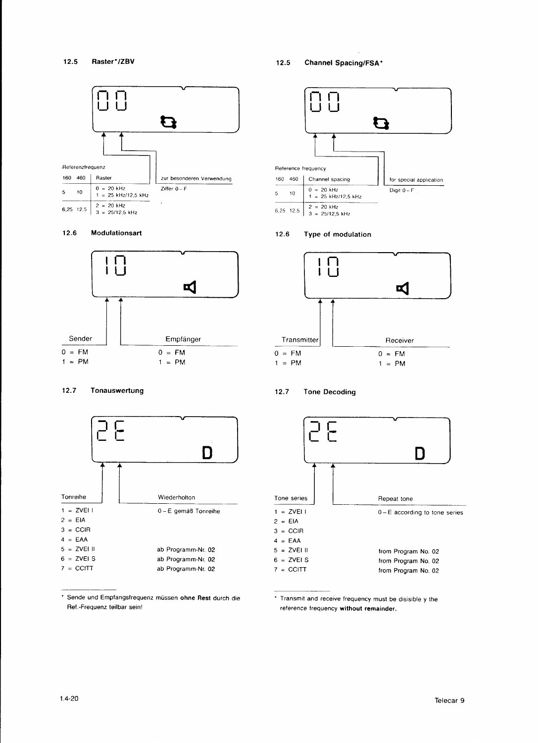## 12.5 Raster*/ZBV

0 0

| Referenzfrequenz 160 | 460 | Raster | zur besonderen Verwendung |
|---|---|---|---|
| 5 | 10 | 0 = 20 kHz<br>1 = 25 kHz/12,5 kHz | Ziffer 0 – F |
| 6,25 | 12,5 | 2 = 20 kHz<br>3 = 25/12,5 kHz | |

## 12.6 Modulationsart

1 0

| Sender | Empfänger |
|---|---|
| 0 = FM | 0 = FM |
| 1 = PM | 1 = PM |

## 12.7 Tonauswertung

2 E

| Tonreihe | Wiederholton |
|---|---|
| 1 = ZVEI I | 0 – E gemäß Tonreihe |
| 2 = EIA | |
| 3 = CCIR | |
| 4 = EAA | |
| 5 = ZVEI II | ab Programm-Nr. 02 |
| 6 = ZVEI S | ab Programm-Nr. 02 |
| 7 = CCITT | ab Programm-Nr. 02 |

* Sende und Empfangsfrequenz müssen **ohne Rest** durch die Ref.-Frequenz teilbar sein!

## 12.5 Channel Spacing/FSA*

0 0

| Reference frequency 160 | 460 | Channel spacing | for special application |
|---|---|---|---|
| 5 | 10 | 0 = 20 kHz<br>1 = 25 kHz/12,5 kHz | Digit 0 – F |
| 6,25 | 12,5 | 2 = 20 kHz<br>3 = 25/12,5 kHz | |

## 12.6 Type of modulation

1 0

| Transmitter | Receiver |
|---|---|
| 0 = FM | 0 = FM |
| 1 = PM | 1 = PM |

## 12.7 Tone Decoding

2 E

| Tone series | Repeat tone |
|---|---|
| 1 = ZVEI I | 0 – E according to tone series |
| 2 = EIA | |
| 3 = CCIR | |
| 4 = EAA | |
| 5 = ZVEI II | from Program No. 02 |
| 6 = ZVEI S | from Program No. 02 |
| 7 = CCITT | from Program No. 02 |

* Transmit and receive frequency must be disisible y the reference frequency **without remainder.**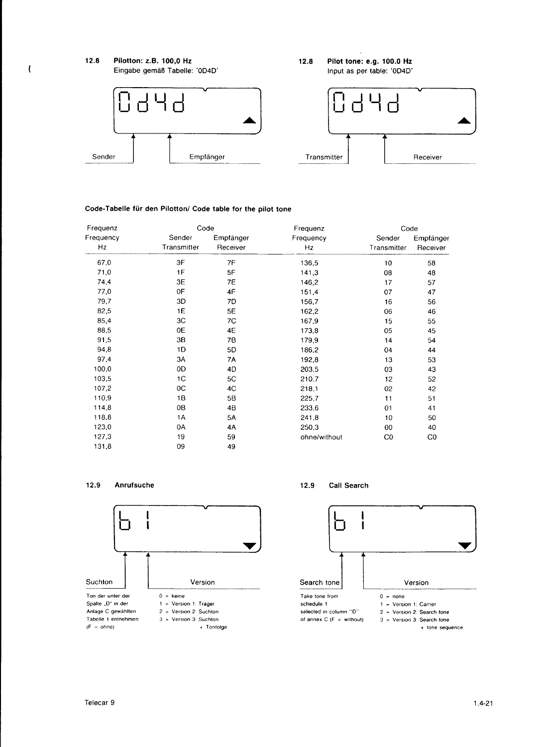## 12.8 Pilotton: z.B. 100,0 Hz

Eingabe gemäß Tabelle: '0D4D'

```
0d4d
```

Sender | Empfänger

## 12.8 Pilot tone: e.g. 100.0 Hz

Input as per table: '0D4D'

```
0d4d
```

Transmitter | Receiver

### Code-Tabelle für den Pilotton/ Code table for the pilot tone

| Frequenz / Frequency Hz | Code Sender / Transmitter | Code Empfänger / Receiver | Frequenz / Frequency Hz | Code Sender / Transmitter | Code Empfänger / Receiver |
|---|---|---|---|---|---|
| 67,0 | 3F | 7F | 136,5 | 10 | 58 |
| 71,0 | 1F | 5F | 141,3 | 08 | 48 |
| 74,4 | 3E | 7E | 146,2 | 17 | 57 |
| 77,0 | 0F | 4F | 151,4 | 07 | 47 |
| 79,7 | 3D | 7D | 156,7 | 16 | 56 |
| 82,5 | 1E | 5E | 162,2 | 06 | 46 |
| 85,4 | 3C | 7C | 167,9 | 15 | 55 |
| 88,5 | 0E | 4E | 173,8 | 05 | 45 |
| 91,5 | 3B | 7B | 179,9 | 14 | 54 |
| 94,8 | 1D | 5D | 186,2 | 04 | 44 |
| 97,4 | 3A | 7A | 192,8 | 13 | 53 |
| 100,0 | 0D | 4D | 203,5 | 03 | 43 |
| 103,5 | 1C | 5C | 210,7 | 12 | 52 |
| 107,2 | 0C | 4C | 218,1 | 02 | 42 |
| 110,9 | 1B | 5B | 225,7 | 11 | 51 |
| 114,8 | 0B | 4B | 233,6 | 01 | 41 |
| 118,8 | 1A | 5A | 241,8 | 10 | 50 |
| 123,0 | 0A | 4A | 250,3 | 00 | 40 |
| 127,3 | 19 | 59 | ohne/without | C0 | C0 |
| 131,8 | 09 | 49 | | | |

## 12.9 Anrufsuche

```
b 1
```

**Suchton:** Ton der unter der Spalte „D" in der Anlage C gewählten Tabelle 1 entnehmen (F = ohne)

**Version:**
- 0 = keine
- 1 = Version 1: Träger
- 2 = Version 2: Suchton
- 3 = Version 3: Suchton + Tonfolge

## 12.9 Call Search

```
b 1
```

**Search tone:** Take tone from schedule 1 selected in column "D" of annex C (F = without)

**Version:**
- 0 = none
- 1 = Version 1: Carrier
- 2 = Version 2: Search tone
- 3 = Version 3: Search tone + tone sequence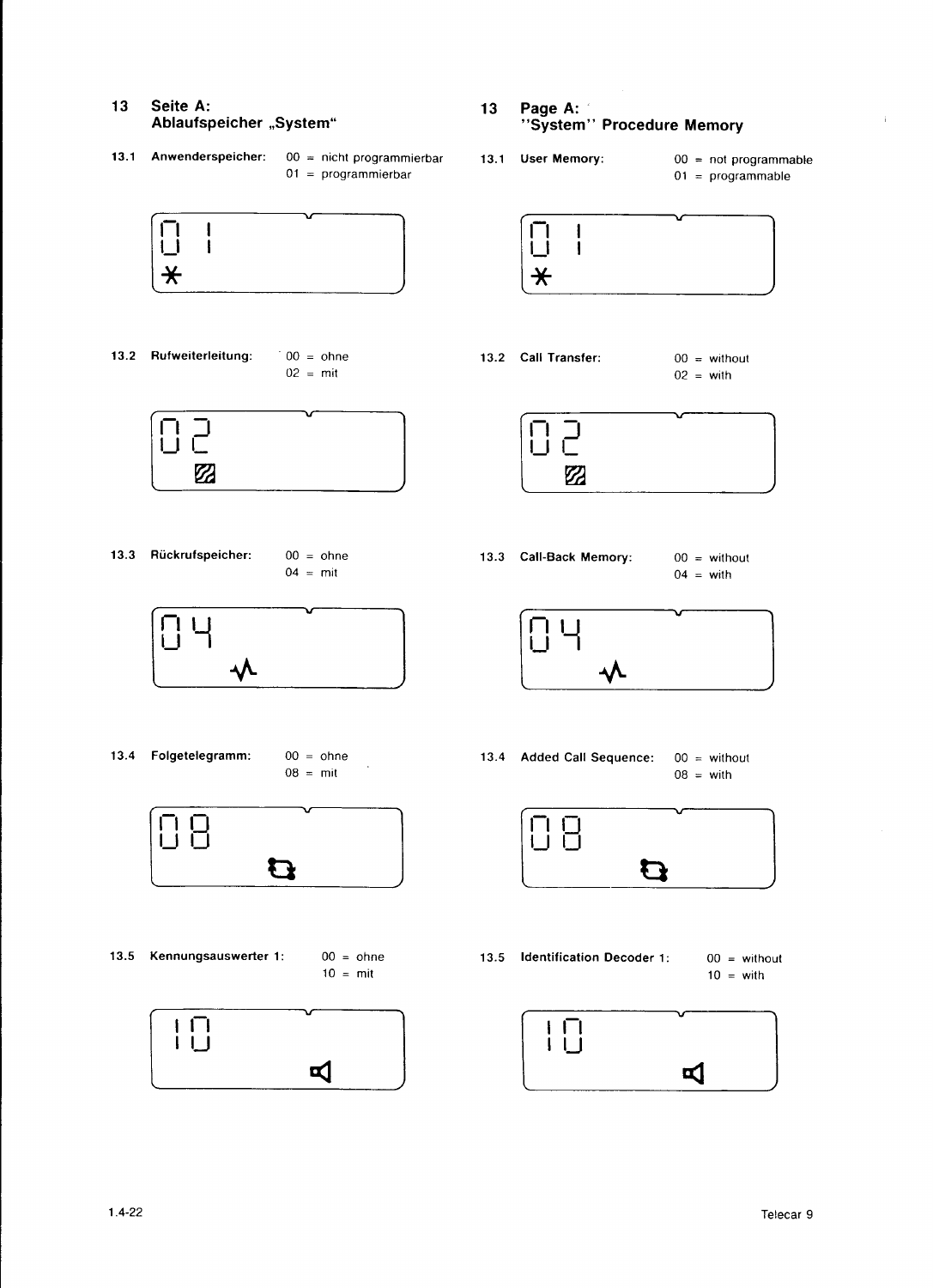## 13 Seite A: Ablaufspeicher „System“

**13.1 Anwenderspeicher:**
00 = nicht programmierbar
01 = programmierbar

**13.2 Rufweiterleitung:**
00 = ohne
02 = mit

**13.3 Rückrufspeicher:**
00 = ohne
04 = mit

**13.4 Folgetelegramm:**
00 = ohne
08 = mit

**13.5 Kennungsauswerter 1:**
00 = ohne
10 = mit

## 13 Page A: "System" Procedure Memory

**13.1 User Memory:**
00 = not programmable
01 = programmable

**13.2 Call Transfer:**
00 = without
02 = with

**13.3 Call-Back Memory:**
00 = without
04 = with

**13.4 Added Call Sequence:**
00 = without
08 = with

**13.5 Identification Decoder 1:**
00 = without
10 = with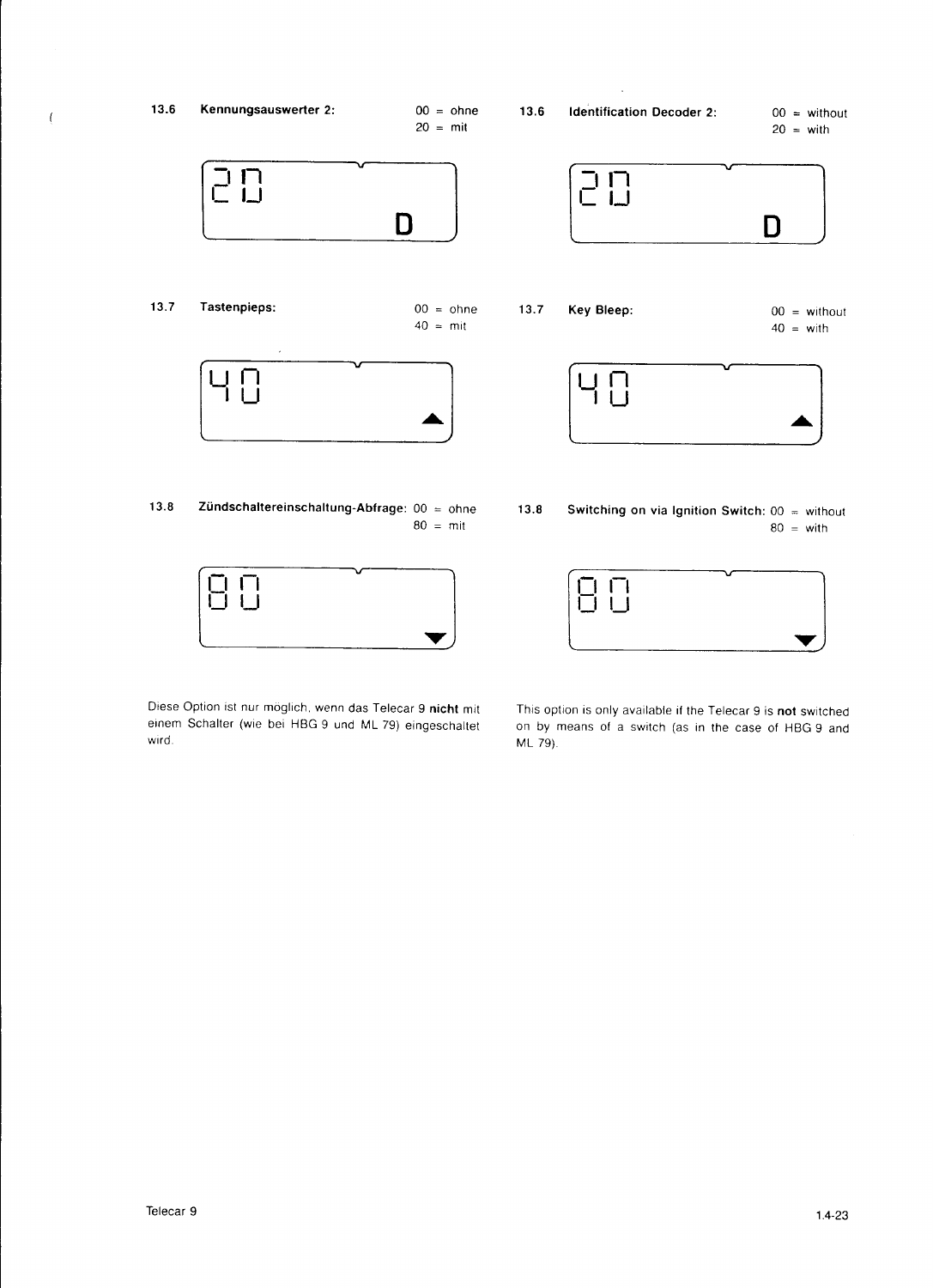**13.6 Kennungsauswerter 2:**

00 = ohne
20 = mit

20

D

**13.7 Tastenpieps:**

00 = ohne
40 = mit

40

▲

**13.8 Zündschaltereinschaltung-Abfrage:**

00 = ohne
80 = mit

80

▼

Diese Option ist nur möglich, wenn das Telecar 9 **nicht** mit einem Schalter (wie bei HBG 9 und ML 79) eingeschaltet wird.

**13.6 Identification Decoder 2:**

00 = without
20 = with

20

D

**13.7 Key Bleep:**

00 = without
40 = with

40

▲

**13.8 Switching on via Ignition Switch:**

00 = without
80 = with

80

▼

This option is only available if the Telecar 9 is **not** switched on by means of a switch (as in the case of HBG 9 and ML 79).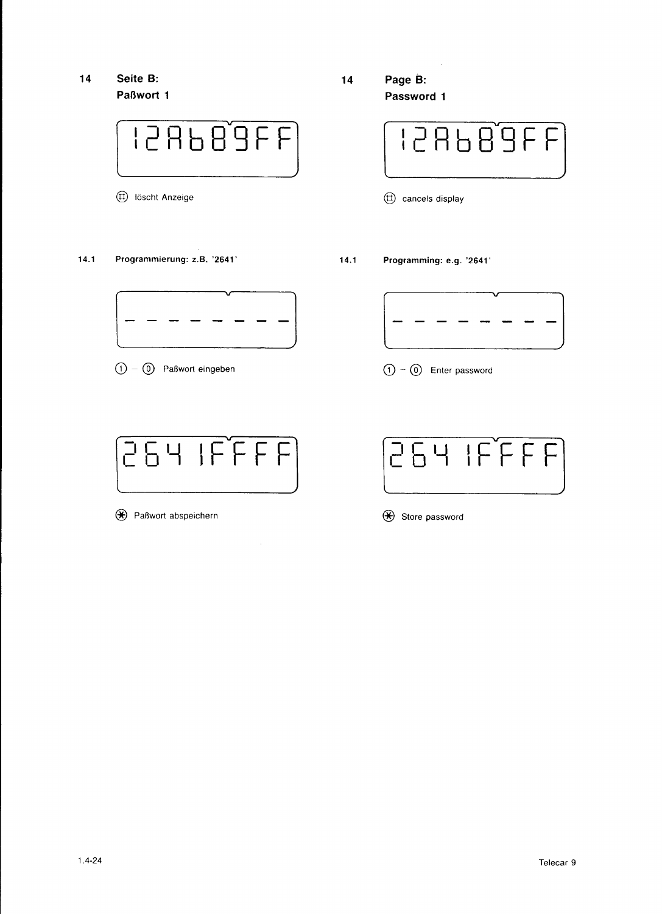## 14 Seite B: Paßwort 1

```
12Ab89FF
```

(#) löscht Anzeige

### 14.1 Programmierung: z.B. '2641'

```
- - - - - - - -
```

(1) – (0) Paßwort eingeben

```
2641FFFF
```

(*) Paßwort abspeichern

## 14 Page B: Password 1

```
12Ab89FF
```

(#) cancels display

### 14.1 Programming: e.g. '2641'

```
- - - - - - - -
```

(1) – (0) Enter password

```
2641FFFF
```

(*) Store password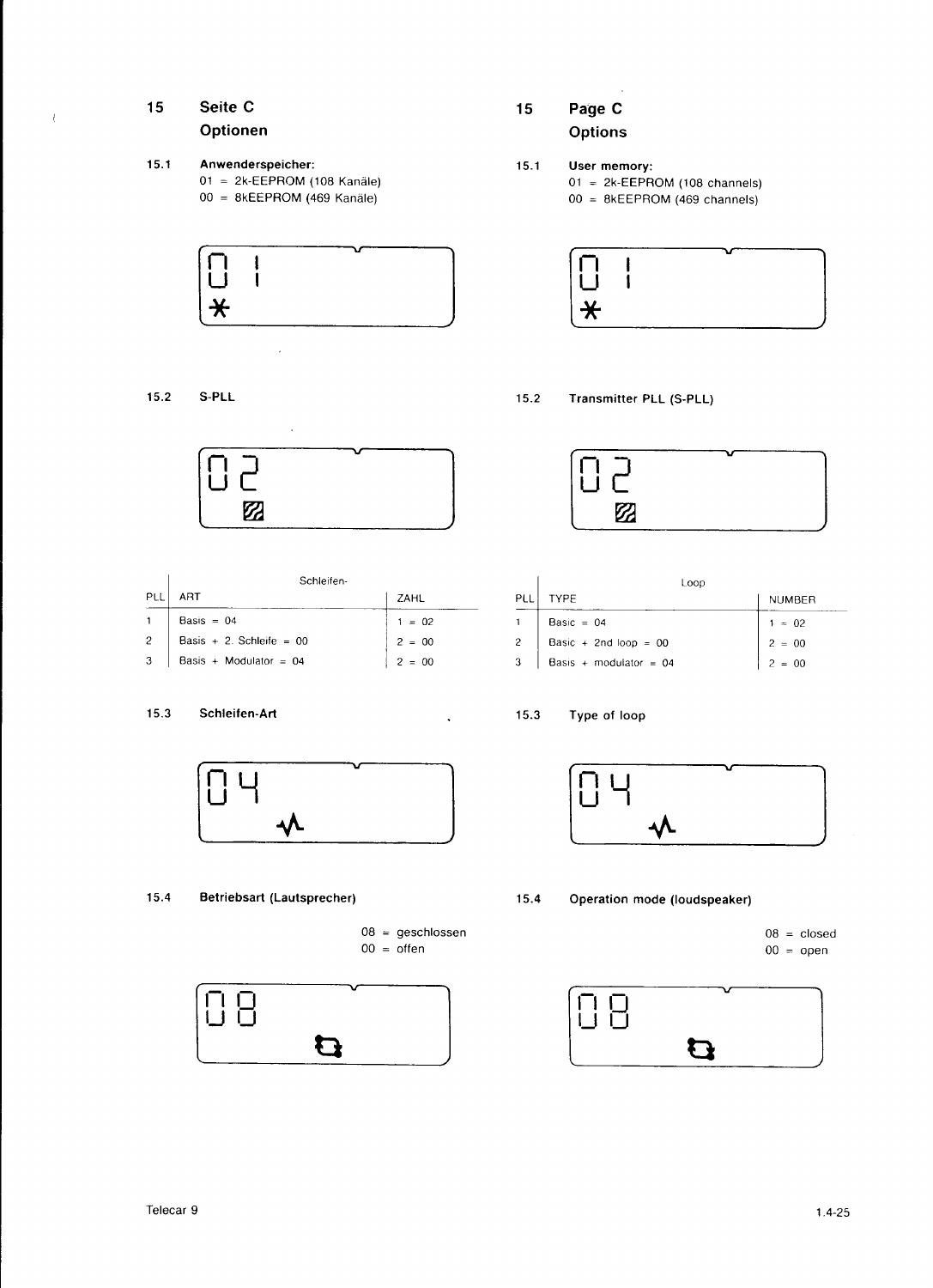## 15 Seite C
## Optionen

### 15.1 Anwenderspeicher:

01 = 2k-EEPROM (108 Kanäle)
00 = 8kEEPROM (469 Kanäle)

01
*

### 15.2 S-PLL

02

| PLL | Schleifen- ART | ZAHL |
|---|---|---|
| 1 | Basis = 04 | 1 = 02 |
| 2 | Basis + 2. Schleife = 00 | 2 = 00 |
| 3 | Basis + Modulator = 04 | 2 = 00 |

### 15.3 Schleifen-Art

04

### 15.4 Betriebsart (Lautsprecher)

08 = geschlossen
00 = offen

08

## 15 Page C
## Options

### 15.1 User memory:

01 = 2k-EEPROM (108 channels)
00 = 8kEEPROM (469 channels)

01
*

### 15.2 Transmitter PLL (S-PLL)

02

| PLL | Loop TYPE | NUMBER |
|---|---|---|
| 1 | Basic = 04 | 1 = 02 |
| 2 | Basic + 2nd loop = 00 | 2 = 00 |
| 3 | Basis + modulator = 04 | 2 = 00 |

### 15.3 Type of loop

04

### 15.4 Operation mode (loudspeaker)

08 = closed
00 = open

08